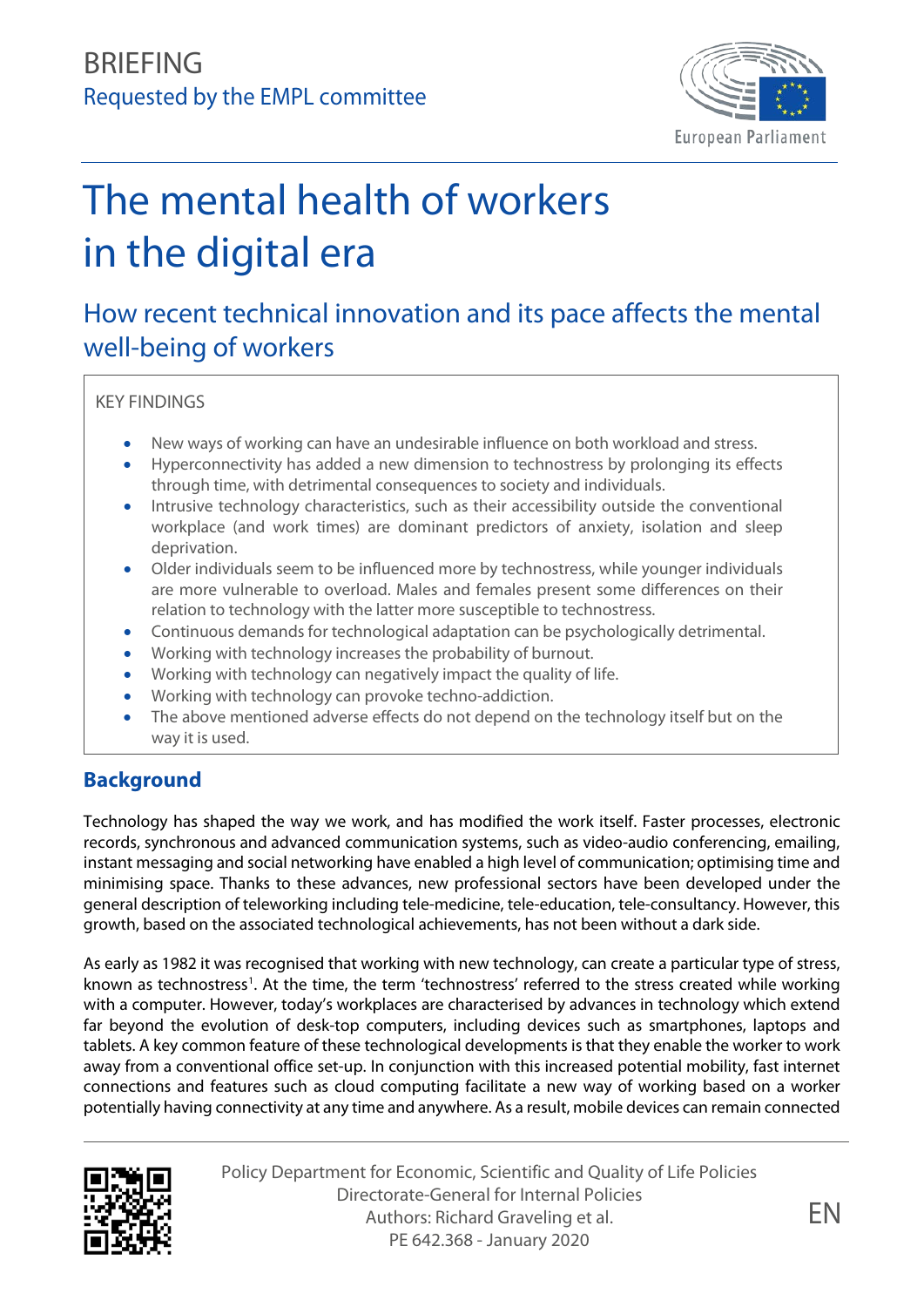BRIEFING

Requested by the EMPL committee

# The mental health of workers in the digital era

## How recent technical innovation and its pace affects the mental well-being of workers

KEY FINDINGS

- New ways of working can have an undesirable influence on both workload and stress.
- Hyperconnectivity has added a new dimension to technostress by prolonging its effects through time, with detrimental consequences to society and individuals.
- Intrusive technology characteristics, such as their accessibility outside the conventional workplace (and work times) are dominant predictors of anxiety, isolation and sleep deprivation.
- Older individuals seem to be influenced more by technostress, while younger individuals are more vulnerable to overload. Males and females present some differences on their relation to technology with the latter more susceptible to technostress.
- Continuous demands for technological adaptation can be psychologically detrimental.
- Working with technology increases the probability of burnout.
- Working with technology can negatively impact the quality of life.
- Working with technology can provoke techno-addiction.
- The above mentioned adverse effects do not depend on the technology itself but on the way it is used.

## Background

Technology has shaped the way we work, and has modified the work itself. Faster processes, electronic records, synchronous and advanced communication systems, such as video-audio conferencing, emailing, instant messaging and social networking have enabled a high level of communication; optimising time and minimising space. Thanks to these advances, new professional sectors have been developed under the general description of teleworking including tele-medicine, tele-education, tele-consultancy. However, this growth, based on the associated technological achievements, has not been without a dark side.

As early as 1982 it was recognised that working with new technology, can create a particular type of stress, known as technostress[1]. At the time, the term 'technostress' referred to the stress created while working with a computer. However, today's workplaces are characterised by advances in technology which extend far beyond the evolution of desk-top computers, including devices such as smartphones, laptops and tablets. A key common feature of these technological developments is that they enable the worker to work away from a conventional office set-up. In conjunction with this increased potential mobility, fast internet connections and features such as cloud computing facilitate a new way of working based on a worker potentially having connectivity at any time and anywhere. As a result, mobile devices can remain connected

Policy Department for Economic, Scientific and Quality of Life Policies
Directorate-General for Internal Policies
Authors: Richard Graveling et al.
PE 642.368 - January 2020

EN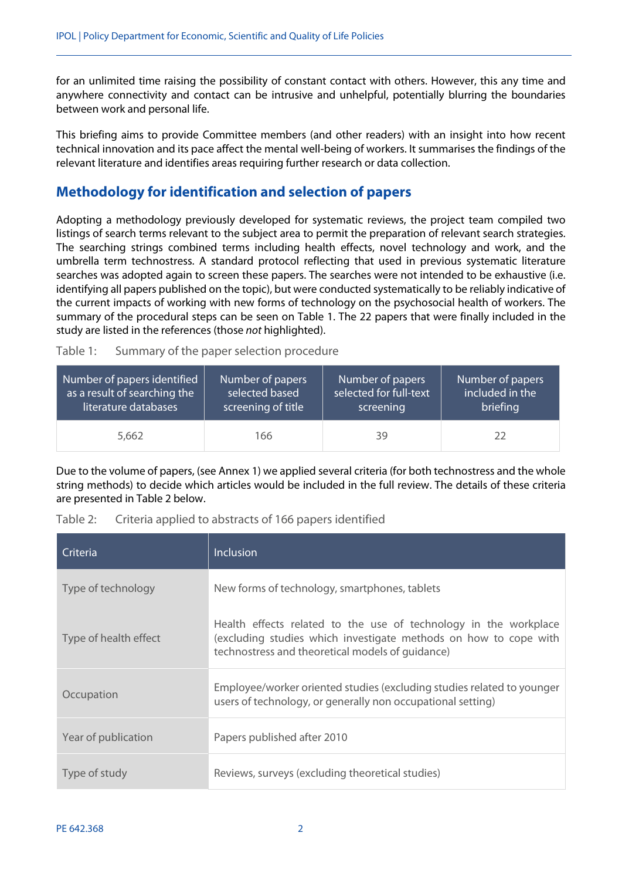for an unlimited time raising the possibility of constant contact with others. However, this any time and anywhere connectivity and contact can be intrusive and unhelpful, potentially blurring the boundaries between work and personal life.

This briefing aims to provide Committee members (and other readers) with an insight into how recent technical innovation and its pace affect the mental well-being of workers. It summarises the findings of the relevant literature and identifies areas requiring further research or data collection.

## Methodology for identification and selection of papers

Adopting a methodology previously developed for systematic reviews, the project team compiled two listings of search terms relevant to the subject area to permit the preparation of relevant search strategies. The searching strings combined terms including health effects, novel technology and work, and the umbrella term technostress. A standard protocol reflecting that used in previous systematic literature searches was adopted again to screen these papers. The searches were not intended to be exhaustive (i.e. identifying all papers published on the topic), but were conducted systematically to be reliably indicative of the current impacts of working with new forms of technology on the psychosocial health of workers. The summary of the procedural steps can be seen on Table 1. The 22 papers that were finally included in the study are listed in the references (those *not* highlighted).

Table 1: Summary of the paper selection procedure

| Number of papers identified as a result of searching the literature databases | Number of papers selected based screening of title | Number of papers selected for full-text screening | Number of papers included in the briefing |
|---|---|---|---|
| 5,662 | 166 | 39 | 22 |

Due to the volume of papers, (see Annex 1) we applied several criteria (for both technostress and the whole string methods) to decide which articles would be included in the full review. The details of these criteria are presented in Table 2 below.

Table 2: Criteria applied to abstracts of 166 papers identified

| Criteria | Inclusion |
|---|---|
| Type of technology | New forms of technology, smartphones, tablets |
| Type of health effect | Health effects related to the use of technology in the workplace (excluding studies which investigate methods on how to cope with technostress and theoretical models of guidance) |
| Occupation | Employee/worker oriented studies (excluding studies related to younger users of technology, or generally non occupational setting) |
| Year of publication | Papers published after 2010 |
| Type of study | Reviews, surveys (excluding theoretical studies) |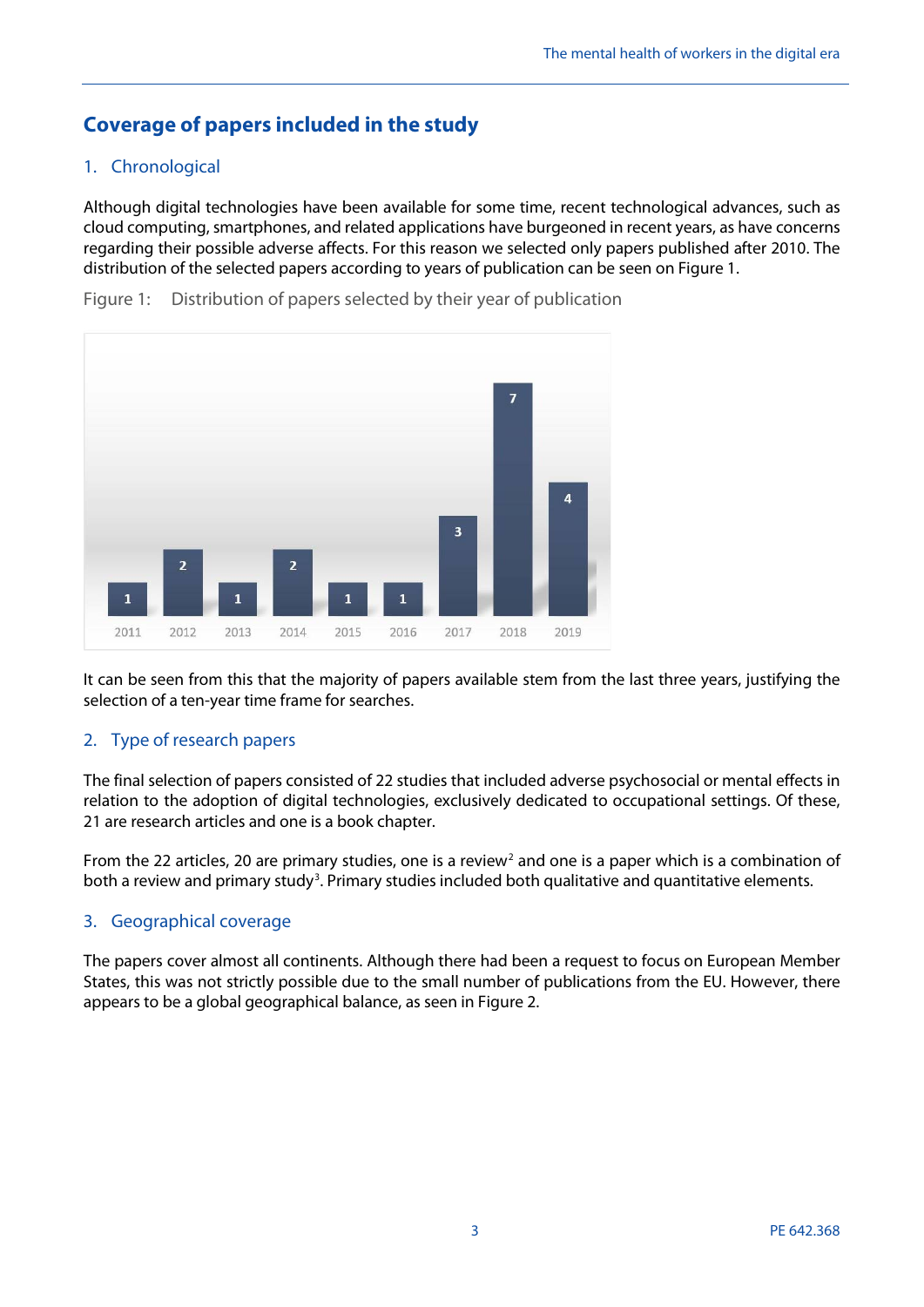## Coverage of papers included in the study

### 1. Chronological

Although digital technologies have been available for some time, recent technological advances, such as cloud computing, smartphones, and related applications have burgeoned in recent years, as have concerns regarding their possible adverse affects. For this reason we selected only papers published after 2010. The distribution of the selected papers according to years of publication can be seen on Figure 1.

Figure 1: Distribution of papers selected by their year of publication

| Year | 2011 | 2012 | 2013 | 2014 | 2015 | 2016 | 2017 | 2018 | 2019 |
|---|---|---|---|---|---|---|---|---|---|
| Papers | 1 | 2 | 1 | 2 | 1 | 1 | 3 | 7 | 4 |

It can be seen from this that the majority of papers available stem from the last three years, justifying the selection of a ten-year time frame for searches.

### 2. Type of research papers

The final selection of papers consisted of 22 studies that included adverse psychosocial or mental effects in relation to the adoption of digital technologies, exclusively dedicated to occupational settings. Of these, 21 are research articles and one is a book chapter.

From the 22 articles, 20 are primary studies, one is a review[2] and one is a paper which is a combination of both a review and primary study[3]. Primary studies included both qualitative and quantitative elements.

### 3. Geographical coverage

The papers cover almost all continents. Although there had been a request to focus on European Member States, this was not strictly possible due to the small number of publications from the EU. However, there appears to be a global geographical balance, as seen in Figure 2.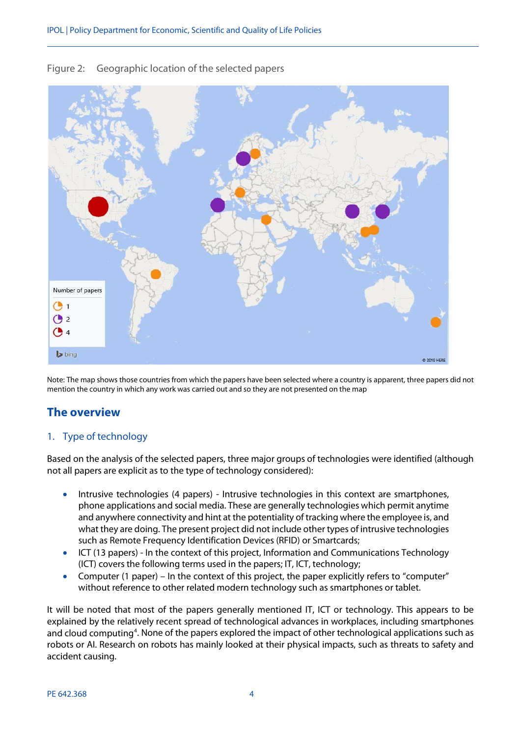Figure 2: Geographic location of the selected papers

Note: The map shows those countries from which the papers have been selected where a country is apparent, three papers did not mention the country in which any work was carried out and so they are not presented on the map

## The overview

### 1. Type of technology

Based on the analysis of the selected papers, three major groups of technologies were identified (although not all papers are explicit as to the type of technology considered):

- Intrusive technologies (4 papers) - Intrusive technologies in this context are smartphones, phone applications and social media. These are generally technologies which permit anytime and anywhere connectivity and hint at the potentiality of tracking where the employee is, and what they are doing. The present project did not include other types of intrusive technologies such as Remote Frequency Identification Devices (RFID) or Smartcards;
- ICT (13 papers) - In the context of this project, Information and Communications Technology (ICT) covers the following terms used in the papers; IT, ICT, technology;
- Computer (1 paper) – In the context of this project, the paper explicitly refers to "computer" without reference to other related modern technology such as smartphones or tablet.

It will be noted that most of the papers generally mentioned IT, ICT or technology. This appears to be explained by the relatively recent spread of technological advances in workplaces, including smartphones and cloud computing[4]. None of the papers explored the impact of other technological applications such as robots or AI. Research on robots has mainly looked at their physical impacts, such as threats to safety and accident causing.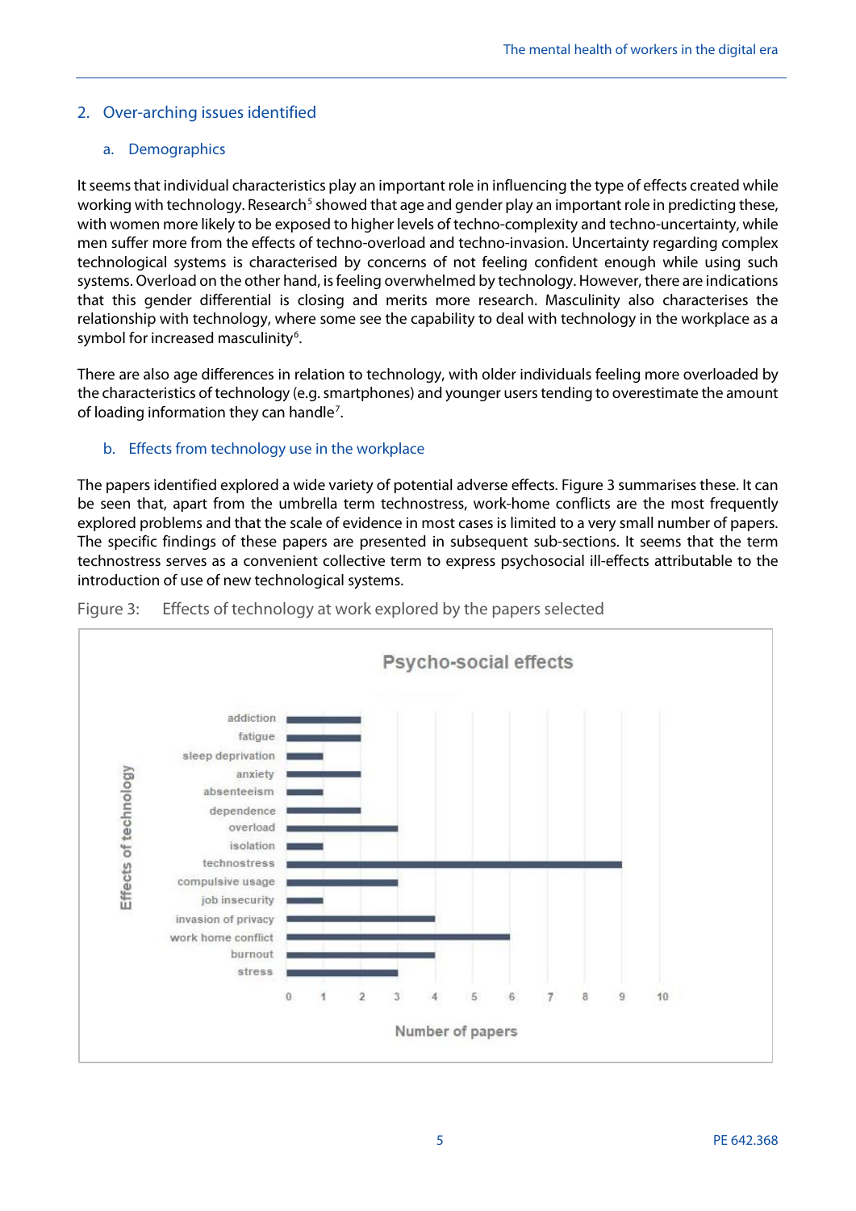## 2. Over-arching issues identified

### a. Demographics

It seems that individual characteristics play an important role in influencing the type of effects created while working with technology. Research[5] showed that age and gender play an important role in predicting these, with women more likely to be exposed to higher levels of techno-complexity and techno-uncertainty, while men suffer more from the effects of techno-overload and techno-invasion. Uncertainty regarding complex technological systems is characterised by concerns of not feeling confident enough while using such systems. Overload on the other hand, is feeling overwhelmed by technology. However, there are indications that this gender differential is closing and merits more research. Masculinity also characterises the relationship with technology, where some see the capability to deal with technology in the workplace as a symbol for increased masculinity[6].

There are also age differences in relation to technology, with older individuals feeling more overloaded by the characteristics of technology (e.g. smartphones) and younger users tending to overestimate the amount of loading information they can handle[7].

### b. Effects from technology use in the workplace

The papers identified explored a wide variety of potential adverse effects. Figure 3 summarises these. It can be seen that, apart from the umbrella term technostress, work-home conflicts are the most frequently explored problems and that the scale of evidence in most cases is limited to a very small number of papers. The specific findings of these papers are presented in subsequent sub-sections. It seems that the term technostress serves as a convenient collective term to express psychosocial ill-effects attributable to the introduction of use of new technological systems.

Figure 3: Effects of technology at work explored by the papers selected

**Psycho-social effects**

| Effects of technology | Number of papers |
|---|---|
| addiction | 2 |
| fatigue | 2 |
| sleep deprivation | 1 |
| anxiety | 2 |
| absenteeism | 1 |
| dependence | 2 |
| overload | 3 |
| isolation | 1 |
| technostress | 9 |
| compulsive usage | 3 |
| job insecurity | 1 |
| invasion of privacy | 4 |
| work home conflict | 6 |
| burnout | 4 |
| stress | 3 |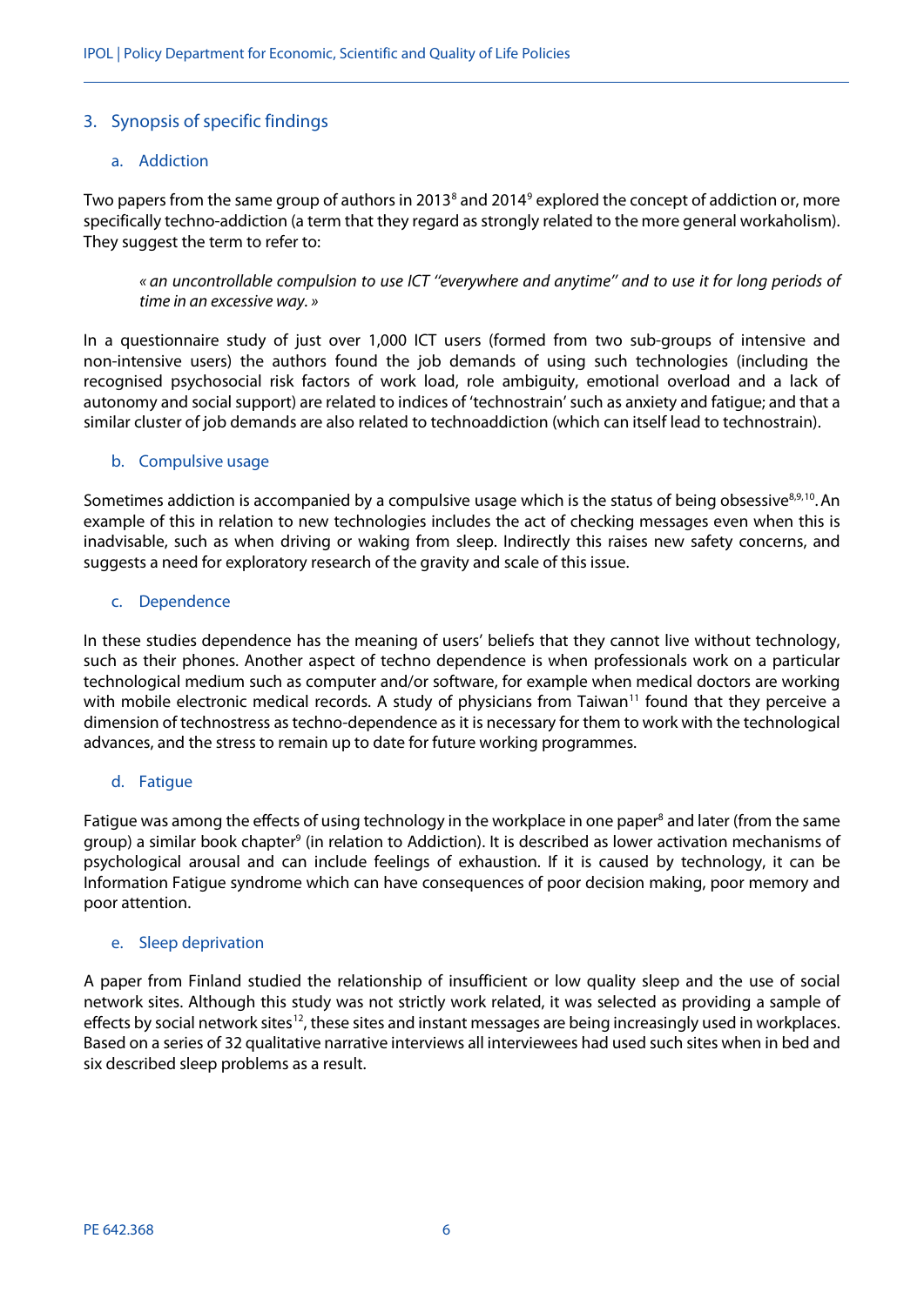## 3. Synopsis of specific findings

### a. Addiction

Two papers from the same group of authors in 2013[8] and 2014[9] explored the concept of addiction or, more specifically techno-addiction (a term that they regard as strongly related to the more general workaholism). They suggest the term to refer to:

> *« an uncontrollable compulsion to use ICT ''everywhere and anytime'' and to use it for long periods of time in an excessive way. »*

In a questionnaire study of just over 1,000 ICT users (formed from two sub-groups of intensive and non-intensive users) the authors found the job demands of using such technologies (including the recognised psychosocial risk factors of work load, role ambiguity, emotional overload and a lack of autonomy and social support) are related to indices of 'technostrain' such as anxiety and fatigue; and that a similar cluster of job demands are also related to technoaddiction (which can itself lead to technostrain).

### b. Compulsive usage

Sometimes addiction is accompanied by a compulsive usage which is the status of being obsessive[8,9,10]. An example of this in relation to new technologies includes the act of checking messages even when this is inadvisable, such as when driving or waking from sleep. Indirectly this raises new safety concerns, and suggests a need for exploratory research of the gravity and scale of this issue.

### c. Dependence

In these studies dependence has the meaning of users' beliefs that they cannot live without technology, such as their phones. Another aspect of techno dependence is when professionals work on a particular technological medium such as computer and/or software, for example when medical doctors are working with mobile electronic medical records. A study of physicians from Taiwan[11] found that they perceive a dimension of technostress as techno-dependence as it is necessary for them to work with the technological advances, and the stress to remain up to date for future working programmes.

### d. Fatigue

Fatigue was among the effects of using technology in the workplace in one paper[8] and later (from the same group) a similar book chapter[9] (in relation to Addiction). It is described as lower activation mechanisms of psychological arousal and can include feelings of exhaustion. If it is caused by technology, it can be Information Fatigue syndrome which can have consequences of poor decision making, poor memory and poor attention.

### e. Sleep deprivation

A paper from Finland studied the relationship of insufficient or low quality sleep and the use of social network sites. Although this study was not strictly work related, it was selected as providing a sample of effects by social network sites[12], these sites and instant messages are being increasingly used in workplaces. Based on a series of 32 qualitative narrative interviews all interviewees had used such sites when in bed and six described sleep problems as a result.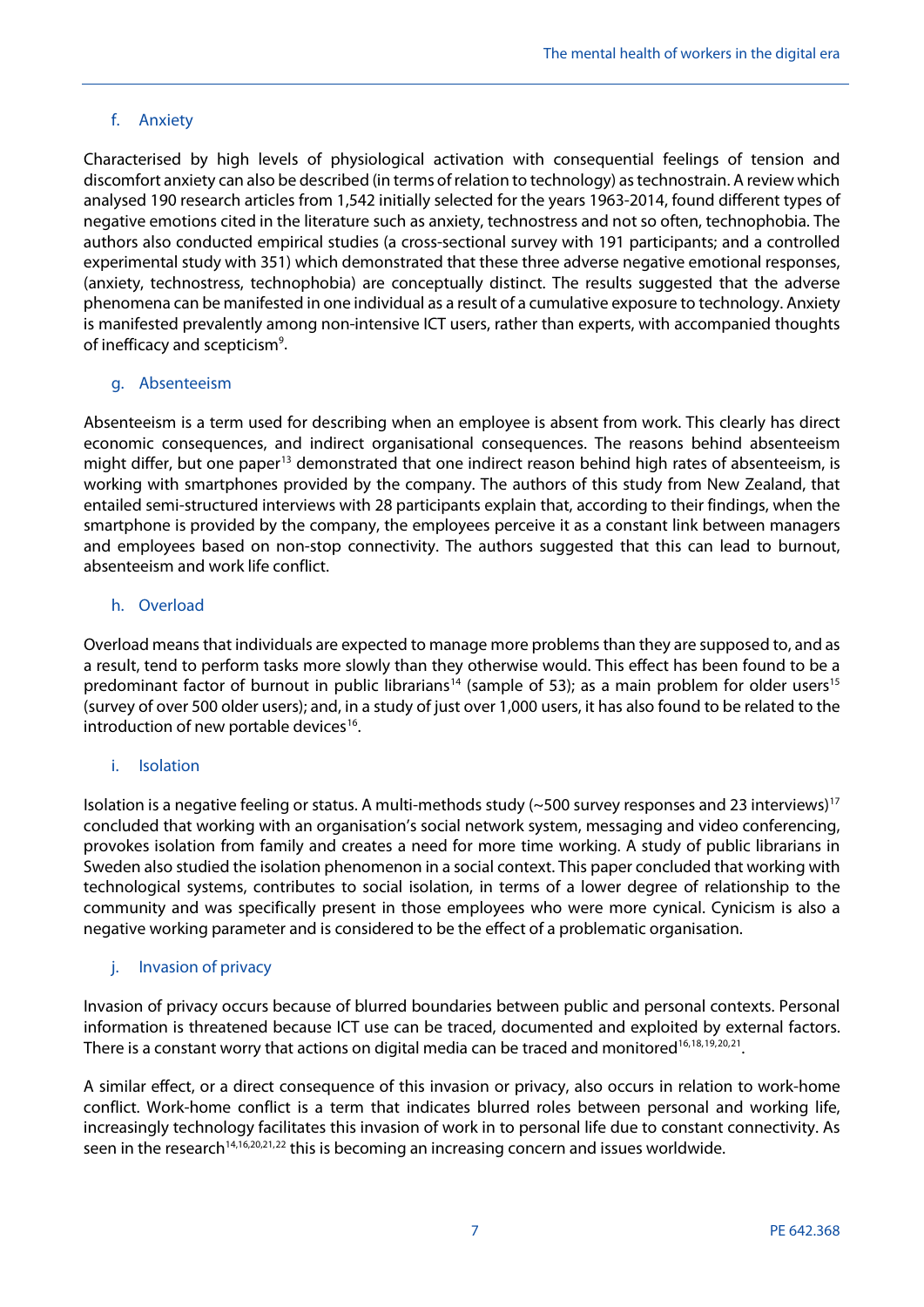### f. Anxiety

Characterised by high levels of physiological activation with consequential feelings of tension and discomfort anxiety can also be described (in terms of relation to technology) as technostrain. A review which analysed 190 research articles from 1,542 initially selected for the years 1963-2014, found different types of negative emotions cited in the literature such as anxiety, technostress and not so often, technophobia. The authors also conducted empirical studies (a cross-sectional survey with 191 participants; and a controlled experimental study with 351) which demonstrated that these three adverse negative emotional responses, (anxiety, technostress, technophobia) are conceptually distinct. The results suggested that the adverse phenomena can be manifested in one individual as a result of a cumulative exposure to technology. Anxiety is manifested prevalently among non-intensive ICT users, rather than experts, with accompanied thoughts of inefficacy and scepticism[9].

### g. Absenteeism

Absenteeism is a term used for describing when an employee is absent from work. This clearly has direct economic consequences, and indirect organisational consequences. The reasons behind absenteeism might differ, but one paper[13] demonstrated that one indirect reason behind high rates of absenteeism, is working with smartphones provided by the company. The authors of this study from New Zealand, that entailed semi-structured interviews with 28 participants explain that, according to their findings, when the smartphone is provided by the company, the employees perceive it as a constant link between managers and employees based on non-stop connectivity. The authors suggested that this can lead to burnout, absenteeism and work life conflict.

### h. Overload

Overload means that individuals are expected to manage more problems than they are supposed to, and as a result, tend to perform tasks more slowly than they otherwise would. This effect has been found to be a predominant factor of burnout in public librarians[14] (sample of 53); as a main problem for older users[15] (survey of over 500 older users); and, in a study of just over 1,000 users, it has also found to be related to the introduction of new portable devices[16].

### i. Isolation

Isolation is a negative feeling or status. A multi-methods study (~500 survey responses and 23 interviews)[17] concluded that working with an organisation's social network system, messaging and video conferencing, provokes isolation from family and creates a need for more time working. A study of public librarians in Sweden also studied the isolation phenomenon in a social context. This paper concluded that working with technological systems, contributes to social isolation, in terms of a lower degree of relationship to the community and was specifically present in those employees who were more cynical. Cynicism is also a negative working parameter and is considered to be the effect of a problematic organisation.

### j. Invasion of privacy

Invasion of privacy occurs because of blurred boundaries between public and personal contexts. Personal information is threatened because ICT use can be traced, documented and exploited by external factors. There is a constant worry that actions on digital media can be traced and monitored[16,18,19,20,21].

A similar effect, or a direct consequence of this invasion or privacy, also occurs in relation to work-home conflict. Work-home conflict is a term that indicates blurred roles between personal and working life, increasingly technology facilitates this invasion of work in to personal life due to constant connectivity. As seen in the research[14,16,20,21,22] this is becoming an increasing concern and issues worldwide.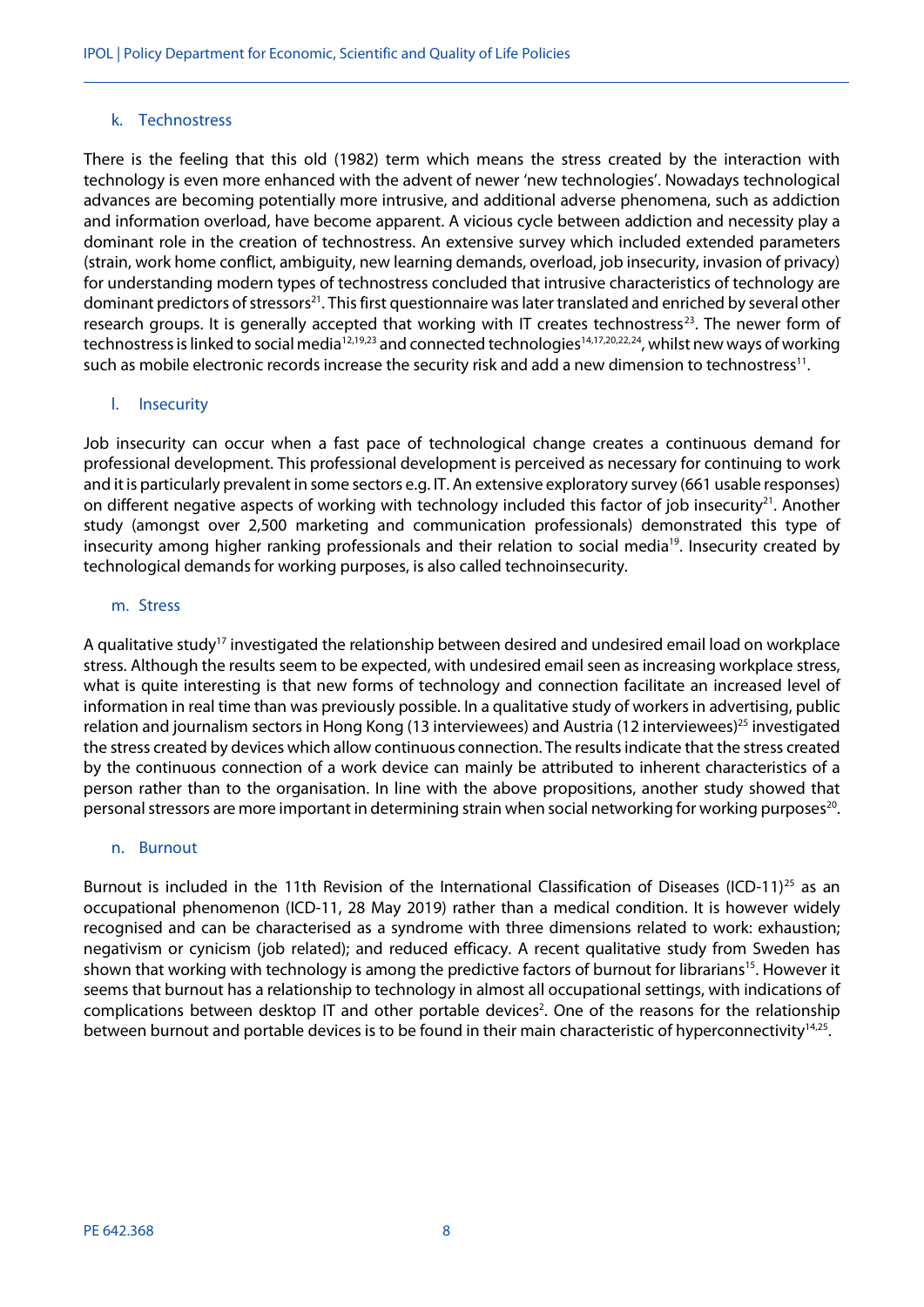### k. Technostress

There is the feeling that this old (1982) term which means the stress created by the interaction with technology is even more enhanced with the advent of newer 'new technologies'. Nowadays technological advances are becoming potentially more intrusive, and additional adverse phenomena, such as addiction and information overload, have become apparent. A vicious cycle between addiction and necessity play a dominant role in the creation of technostress. An extensive survey which included extended parameters (strain, work home conflict, ambiguity, new learning demands, overload, job insecurity, invasion of privacy) for understanding modern types of technostress concluded that intrusive characteristics of technology are dominant predictors of stressors[21]. This first questionnaire was later translated and enriched by several other research groups. It is generally accepted that working with IT creates technostress[23]. The newer form of technostress is linked to social media[12,19,23] and connected technologies[14,17,20,22,24], whilst new ways of working such as mobile electronic records increase the security risk and add a new dimension to technostress[11].

### l. Insecurity

Job insecurity can occur when a fast pace of technological change creates a continuous demand for professional development. This professional development is perceived as necessary for continuing to work and it is particularly prevalent in some sectors e.g. IT. An extensive exploratory survey (661 usable responses) on different negative aspects of working with technology included this factor of job insecurity[21]. Another study (amongst over 2,500 marketing and communication professionals) demonstrated this type of insecurity among higher ranking professionals and their relation to social media[19]. Insecurity created by technological demands for working purposes, is also called technoinsecurity.

### m. Stress

A qualitative study[17] investigated the relationship between desired and undesired email load on workplace stress. Although the results seem to be expected, with undesired email seen as increasing workplace stress, what is quite interesting is that new forms of technology and connection facilitate an increased level of information in real time than was previously possible. In a qualitative study of workers in advertising, public relation and journalism sectors in Hong Kong (13 interviewees) and Austria (12 interviewees)[25] investigated the stress created by devices which allow continuous connection. The results indicate that the stress created by the continuous connection of a work device can mainly be attributed to inherent characteristics of a person rather than to the organisation. In line with the above propositions, another study showed that personal stressors are more important in determining strain when social networking for working purposes[20].

### n. Burnout

Burnout is included in the 11th Revision of the International Classification of Diseases (ICD-11)[25] as an occupational phenomenon (ICD-11, 28 May 2019) rather than a medical condition. It is however widely recognised and can be characterised as a syndrome with three dimensions related to work: exhaustion; negativism or cynicism (job related); and reduced efficacy. A recent qualitative study from Sweden has shown that working with technology is among the predictive factors of burnout for librarians[15]. However it seems that burnout has a relationship to technology in almost all occupational settings, with indications of complications between desktop IT and other portable devices[2]. One of the reasons for the relationship between burnout and portable devices is to be found in their main characteristic of hyperconnectivity[14,25].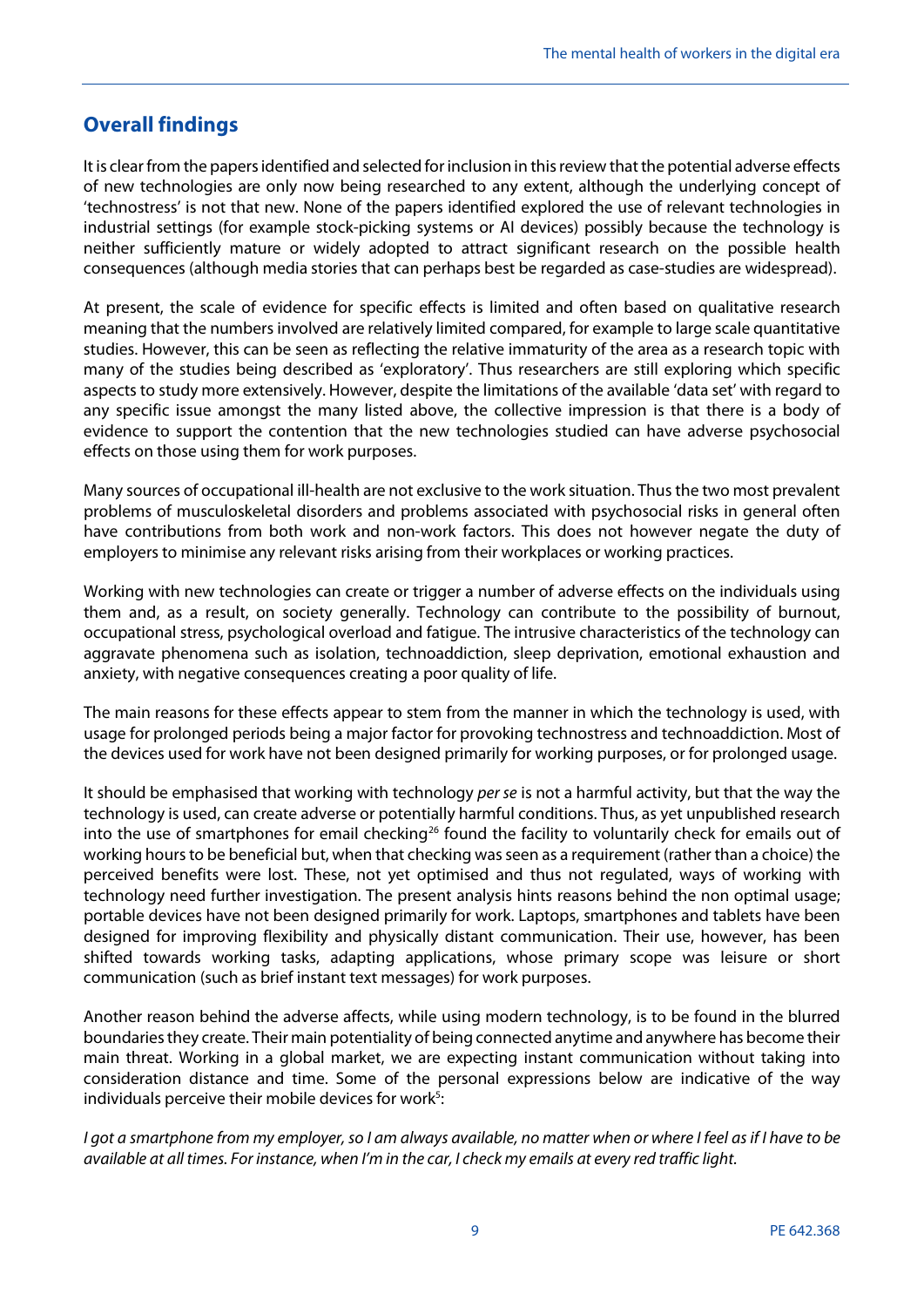## Overall findings

It is clear from the papers identified and selected for inclusion in this review that the potential adverse effects of new technologies are only now being researched to any extent, although the underlying concept of 'technostress' is not that new. None of the papers identified explored the use of relevant technologies in industrial settings (for example stock-picking systems or AI devices) possibly because the technology is neither sufficiently mature or widely adopted to attract significant research on the possible health consequences (although media stories that can perhaps best be regarded as case-studies are widespread).

At present, the scale of evidence for specific effects is limited and often based on qualitative research meaning that the numbers involved are relatively limited compared, for example to large scale quantitative studies. However, this can be seen as reflecting the relative immaturity of the area as a research topic with many of the studies being described as 'exploratory'. Thus researchers are still exploring which specific aspects to study more extensively. However, despite the limitations of the available 'data set' with regard to any specific issue amongst the many listed above, the collective impression is that there is a body of evidence to support the contention that the new technologies studied can have adverse psychosocial effects on those using them for work purposes.

Many sources of occupational ill-health are not exclusive to the work situation. Thus the two most prevalent problems of musculoskeletal disorders and problems associated with psychosocial risks in general often have contributions from both work and non-work factors. This does not however negate the duty of employers to minimise any relevant risks arising from their workplaces or working practices.

Working with new technologies can create or trigger a number of adverse effects on the individuals using them and, as a result, on society generally. Technology can contribute to the possibility of burnout, occupational stress, psychological overload and fatigue. The intrusive characteristics of the technology can aggravate phenomena such as isolation, technoaddiction, sleep deprivation, emotional exhaustion and anxiety, with negative consequences creating a poor quality of life.

The main reasons for these effects appear to stem from the manner in which the technology is used, with usage for prolonged periods being a major factor for provoking technostress and technoaddiction. Most of the devices used for work have not been designed primarily for working purposes, or for prolonged usage.

It should be emphasised that working with technology *per se* is not a harmful activity, but that the way the technology is used, can create adverse or potentially harmful conditions. Thus, as yet unpublished research into the use of smartphones for email checking[26] found the facility to voluntarily check for emails out of working hours to be beneficial but, when that checking was seen as a requirement (rather than a choice) the perceived benefits were lost. These, not yet optimised and thus not regulated, ways of working with technology need further investigation. The present analysis hints reasons behind the non optimal usage; portable devices have not been designed primarily for work. Laptops, smartphones and tablets have been designed for improving flexibility and physically distant communication. Their use, however, has been shifted towards working tasks, adapting applications, whose primary scope was leisure or short communication (such as brief instant text messages) for work purposes.

Another reason behind the adverse affects, while using modern technology, is to be found in the blurred boundaries they create. Their main potentiality of being connected anytime and anywhere has become their main threat. Working in a global market, we are expecting instant communication without taking into consideration distance and time. Some of the personal expressions below are indicative of the way individuals perceive their mobile devices for work[5]:

*I got a smartphone from my employer, so I am always available, no matter when or where I feel as if I have to be available at all times. For instance, when I'm in the car, I check my emails at every red traffic light.*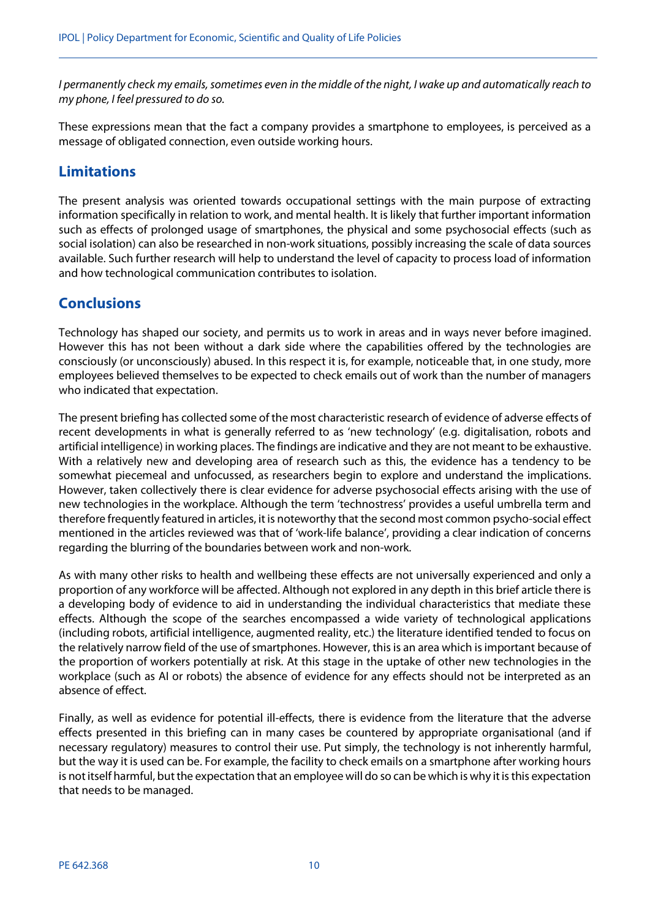*I permanently check my emails, sometimes even in the middle of the night, I wake up and automatically reach to my phone, I feel pressured to do so.*

These expressions mean that the fact a company provides a smartphone to employees, is perceived as a message of obligated connection, even outside working hours.

## Limitations

The present analysis was oriented towards occupational settings with the main purpose of extracting information specifically in relation to work, and mental health. It is likely that further important information such as effects of prolonged usage of smartphones, the physical and some psychosocial effects (such as social isolation) can also be researched in non-work situations, possibly increasing the scale of data sources available. Such further research will help to understand the level of capacity to process load of information and how technological communication contributes to isolation.

## Conclusions

Technology has shaped our society, and permits us to work in areas and in ways never before imagined. However this has not been without a dark side where the capabilities offered by the technologies are consciously (or unconsciously) abused. In this respect it is, for example, noticeable that, in one study, more employees believed themselves to be expected to check emails out of work than the number of managers who indicated that expectation.

The present briefing has collected some of the most characteristic research of evidence of adverse effects of recent developments in what is generally referred to as 'new technology' (e.g. digitalisation, robots and artificial intelligence) in working places. The findings are indicative and they are not meant to be exhaustive. With a relatively new and developing area of research such as this, the evidence has a tendency to be somewhat piecemeal and unfocussed, as researchers begin to explore and understand the implications. However, taken collectively there is clear evidence for adverse psychosocial effects arising with the use of new technologies in the workplace. Although the term 'technostress' provides a useful umbrella term and therefore frequently featured in articles, it is noteworthy that the second most common psycho-social effect mentioned in the articles reviewed was that of 'work-life balance', providing a clear indication of concerns regarding the blurring of the boundaries between work and non-work.

As with many other risks to health and wellbeing these effects are not universally experienced and only a proportion of any workforce will be affected. Although not explored in any depth in this brief article there is a developing body of evidence to aid in understanding the individual characteristics that mediate these effects. Although the scope of the searches encompassed a wide variety of technological applications (including robots, artificial intelligence, augmented reality, etc.) the literature identified tended to focus on the relatively narrow field of the use of smartphones. However, this is an area which is important because of the proportion of workers potentially at risk. At this stage in the uptake of other new technologies in the workplace (such as AI or robots) the absence of evidence for any effects should not be interpreted as an absence of effect.

Finally, as well as evidence for potential ill-effects, there is evidence from the literature that the adverse effects presented in this briefing can in many cases be countered by appropriate organisational (and if necessary regulatory) measures to control their use. Put simply, the technology is not inherently harmful, but the way it is used can be. For example, the facility to check emails on a smartphone after working hours is not itself harmful, but the expectation that an employee will do so can be which is why it is this expectation that needs to be managed.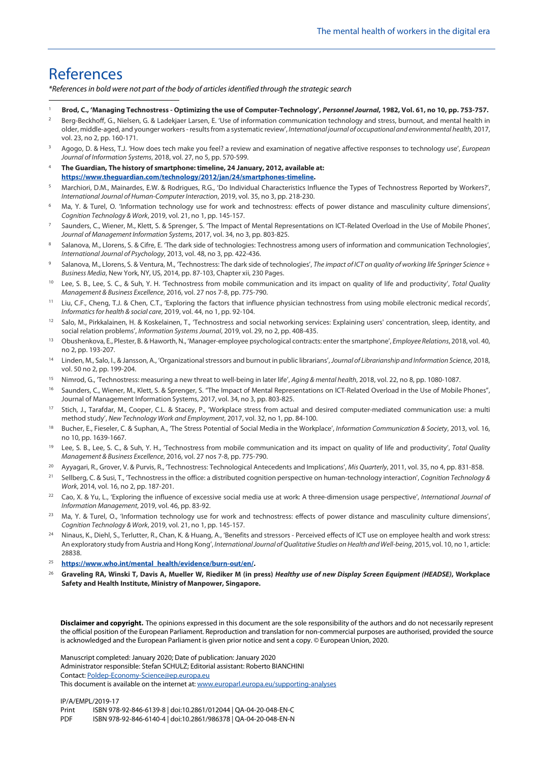# References

*\*References in bold were not part of the body of articles identified through the strategic search*

[1] **Brod, C., 'Managing Technostress - Optimizing the use of Computer-Technology', *Personnel Journal*, 1982, Vol. 61, no 10, pp. 753-757.**

[2] Berg-Beckhoff, G., Nielsen, G. & Ladekjaer Larsen, E. 'Use of information communication technology and stress, burnout, and mental health in older, middle-aged, and younger workers - results from a systematic review', *International journal of occupational and environmental health*, 2017, vol. 23, no 2, pp. 160-171.

[3] Agogo, D. & Hess, T.J. 'How does tech make you feel? a review and examination of negative affective responses to technology use', *European Journal of Information Systems*, 2018, vol. 27, no 5, pp. 570-599.

[4] **The Guardian, The history of smartphone: timeline, 24 January, 2012, available at: https://www.theguardian.com/technology/2012/jan/24/smartphones-timeline.**

[5] Marchiori, D.M., Mainardes, E.W. & Rodrigues, R.G., 'Do Individual Characteristics Influence the Types of Technostress Reported by Workers?', *International Journal of Human-Computer Interaction*, 2019, vol. 35, no 3, pp. 218-230.

[6] Ma, Y. & Turel, O. 'Information technology use for work and technostress: effects of power distance and masculinity culture dimensions', *Cognition Technology & Work*, 2019, vol. 21, no 1, pp. 145-157.

[7] Saunders, C., Wiener, M., Klett, S. & Sprenger, S. 'The Impact of Mental Representations on ICT-Related Overload in the Use of Mobile Phones', *Journal of Management Information Systems*, 2017, vol. 34, no 3, pp. 803-825.

[8] Salanova, M., Llorens, S. & Cifre, E. 'The dark side of technologies: Technostress among users of information and communication Technologies', *International Journal of Psychology*, 2013, vol. 48, no 3, pp. 422-436.

[9] Salanova, M., Llorens, S. & Ventura, M., 'Technostress: The dark side of technologies', *The impact of ICT on quality of working life Springer Science + Business Media*, New York, NY, US, 2014, pp. 87-103, Chapter xii, 230 Pages.

[10] Lee, S. B., Lee, S. C., & Suh, Y. H. 'Technostress from mobile communication and its impact on quality of life and productivity', *Total Quality Management & Business Excellence*, 2016, vol. 27 nos 7-8, pp. 775-790.

[11] Liu, C.F., Cheng, T.J. & Chen, C.T., 'Exploring the factors that influence physician technostress from using mobile electronic medical records', *Informatics for health & social care*, 2019, vol. 44, no 1, pp. 92-104.

[12] Salo, M., Pirkkalainen, H. & Koskelainen, T., 'Technostress and social networking services: Explaining users' concentration, sleep, identity, and social relation problems', *Information Systems Journal*, 2019, vol. 29, no 2, pp. 408-435.

[13] Obushenkova, E., Plester, B. & Haworth, N., 'Manager-employee psychological contracts: enter the smartphone', *Employee Relations*, 2018, vol. 40, no 2, pp. 193-207.

[14] Linden, M., Salo, I., & Jansson, A., 'Organizational stressors and burnout in public librarians', *Journal of Librarianship and Information Science*, 2018, vol. 50 no 2, pp. 199-204.

[15] Nimrod, G., 'Technostress: measuring a new threat to well-being in later life', *Aging & mental health*, 2018, vol. 22, no 8, pp. 1080-1087.

[16] Saunders, C., Wiener, M., Klett, S. & Sprenger, S. "The Impact of Mental Representations on ICT-Related Overload in the Use of Mobile Phones", Journal of Management Information Systems, 2017, vol. 34, no 3, pp. 803-825.

[17] Stich, J., Tarafdar, M., Cooper, C.L. & Stacey, P., 'Workplace stress from actual and desired computer-mediated communication use: a multi method study', *New Technology Work and Employment*, 2017, vol. 32, no 1, pp. 84-100.

[18] Bucher, E., Fieseler, C. & Suphan, A., 'The Stress Potential of Social Media in the Workplace', *Information Communication & Society*, 2013, vol. 16, no 10, pp. 1639-1667.

[19] Lee, S. B., Lee, S. C., & Suh, Y. H., 'Technostress from mobile communication and its impact on quality of life and productivity', *Total Quality Management & Business Excellence*, 2016, vol. 27 nos 7-8, pp. 775-790.

[20] Ayyagari, R., Grover, V. & Purvis, R., 'Technostress: Technological Antecedents and Implications', *Mis Quarterly*, 2011, vol. 35, no 4, pp. 831-858.

[21] Sellberg, C. & Susi, T., 'Technostress in the office: a distributed cognition perspective on human-technology interaction', *Cognition Technology & Work*, 2014, vol. 16, no 2, pp. 187-201.

[22] Cao, X. & Yu, L., 'Exploring the influence of excessive social media use at work: A three-dimension usage perspective', *International Journal of Information Management*, 2019, vol. 46, pp. 83-92.

[23] Ma, Y. & Turel, O., 'Information technology use for work and technostress: effects of power distance and masculinity culture dimensions', *Cognition Technology & Work*, 2019, vol. 21, no 1, pp. 145-157.

[24] Ninaus, K., Diehl, S., Terlutter, R., Chan, K. & Huang, A., 'Benefits and stressors - Perceived effects of ICT use on employee health and work stress: An exploratory study from Austria and Hong Kong', *International Journal of Qualitative Studies on Health and Well-being*, 2015, vol. 10, no 1, article: 28838.

[25] **https://www.who.int/mental_health/evidence/burn-out/en/.**

[26] **Graveling RA, Winski T, Davis A, Mueller W, Riediker M (in press) *Healthy use of new Display Screen Equipment (HEADSE)*, Workplace Safety and Health Institute, Ministry of Manpower, Singapore.**

**Disclaimer and copyright.** The opinions expressed in this document are the sole responsibility of the authors and do not necessarily represent the official position of the European Parliament. Reproduction and translation for non-commercial purposes are authorised, provided the source is acknowledged and the European Parliament is given prior notice and sent a copy. © European Union, 2020.

Manuscript completed: January 2020; Date of publication: January 2020
Administrator responsible: Stefan SCHULZ; Editorial assistant: Roberto BIANCHINI
Contact: Poldep-Economy-Science@ep.europa.eu
This document is available on the internet at: www.europarl.europa.eu/supporting-analyses

IP/A/EMPL/2019-17
Print ISBN 978-92-846-6139-8 | doi:10.2861/012044 | QA-04-20-048-EN-C
PDF ISBN 978-92-846-6140-4 | doi:10.2861/986378 | QA-04-20-048-EN-N